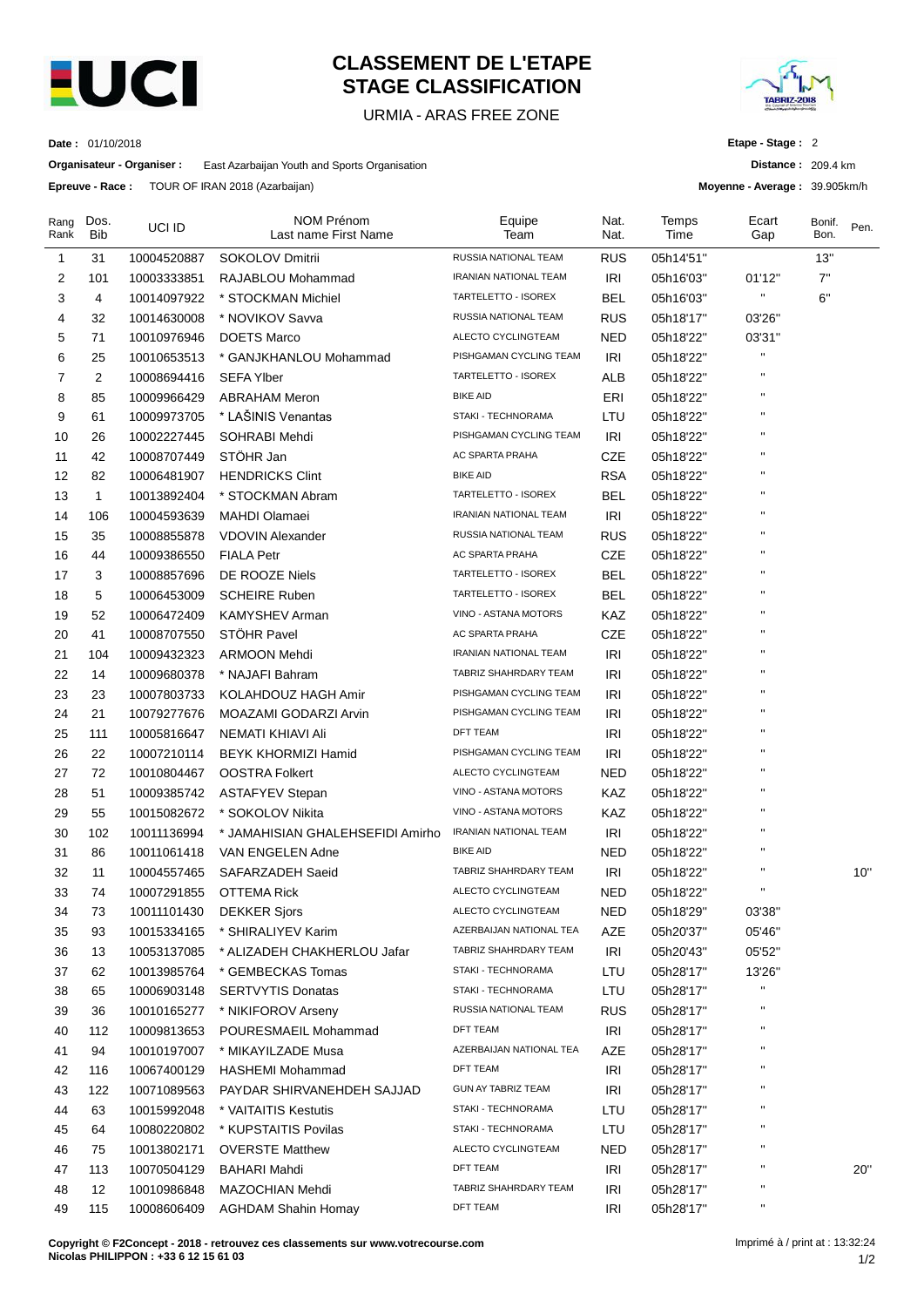# CLASSEMENT DE L'ETAPE
# STAGE CLASSIFICATION

URMIA - ARAS FREE ZONE

**Date :** 01/10/2018

**Organisateur - Organiser :** East Azarbaijan Youth and Sports Organisation

**Epreuve - Race :** TOUR OF IRAN 2018 (Azarbaijan)

**Etape - Stage :** 2

**Distance :** 209.4 km

**Moyenne - Average :** 39.905km/h

| Rang Rank | Dos. Bib | UCI ID | NOM Prénom Last name First Name | Equipe Team | Nat. Nat. | Temps Time | Ecart Gap | Bonif. Bon. | Pen. |
|---|---|---|---|---|---|---|---|---|---|
| 1 | 31 | 10004520887 | SOKOLOV Dmitrii | RUSSIA NATIONAL TEAM | RUS | 05h14'51'' | | 13'' | |
| 2 | 101 | 10003333851 | RAJABLOU Mohammad | IRANIAN NATIONAL TEAM | IRI | 05h16'03'' | 01'12'' | 7'' | |
| 3 | 4 | 10014097922 | * STOCKMAN Michiel | TARTELETTO - ISOREX | BEL | 05h16'03'' | '' | 6'' | |
| 4 | 32 | 10014630008 | * NOVIKOV Savva | RUSSIA NATIONAL TEAM | RUS | 05h18'17'' | 03'26'' | | |
| 5 | 71 | 10010976946 | DOETS Marco | ALECTO CYCLINGTEAM | NED | 05h18'22'' | 03'31'' | | |
| 6 | 25 | 10010653513 | * GANJKHANLOU Mohammad | PISHGAMAN CYCLING TEAM | IRI | 05h18'22'' | '' | | |
| 7 | 2 | 10008694416 | SEFA Ylber | TARTELETTO - ISOREX | ALB | 05h18'22'' | '' | | |
| 8 | 85 | 10009966429 | ABRAHAM Meron | BIKE AID | ERI | 05h18'22'' | '' | | |
| 9 | 61 | 10009973705 | * LAŠINIS Venantas | STAKI - TECHNORAMA | LTU | 05h18'22'' | '' | | |
| 10 | 26 | 10002227445 | SOHRABI Mehdi | PISHGAMAN CYCLING TEAM | IRI | 05h18'22'' | '' | | |
| 11 | 42 | 10008707449 | STÖHR Jan | AC SPARTA PRAHA | CZE | 05h18'22'' | '' | | |
| 12 | 82 | 10006481907 | HENDRICKS Clint | BIKE AID | RSA | 05h18'22'' | '' | | |
| 13 | 1 | 10013892404 | * STOCKMAN Abram | TARTELETTO - ISOREX | BEL | 05h18'22'' | '' | | |
| 14 | 106 | 10004593639 | MAHDI Olamaei | IRANIAN NATIONAL TEAM | IRI | 05h18'22'' | '' | | |
| 15 | 35 | 10008855878 | VDOVIN Alexander | RUSSIA NATIONAL TEAM | RUS | 05h18'22'' | '' | | |
| 16 | 44 | 10009386550 | FIALA Petr | AC SPARTA PRAHA | CZE | 05h18'22'' | '' | | |
| 17 | 3 | 10008857696 | DE ROOZE Niels | TARTELETTO - ISOREX | BEL | 05h18'22'' | '' | | |
| 18 | 5 | 10006453009 | SCHEIRE Ruben | TARTELETTO - ISOREX | BEL | 05h18'22'' | '' | | |
| 19 | 52 | 10006472409 | KAMYSHEV Arman | VINO - ASTANA MOTORS | KAZ | 05h18'22'' | '' | | |
| 20 | 41 | 10008707550 | STÖHR Pavel | AC SPARTA PRAHA | CZE | 05h18'22'' | '' | | |
| 21 | 104 | 10009432323 | ARMOON Mehdi | IRANIAN NATIONAL TEAM | IRI | 05h18'22'' | '' | | |
| 22 | 14 | 10009680378 | * NAJAFI Bahram | TABRIZ SHAHRDARY TEAM | IRI | 05h18'22'' | '' | | |
| 23 | 23 | 10007803733 | KOLAHDOUZ HAGH Amir | PISHGAMAN CYCLING TEAM | IRI | 05h18'22'' | '' | | |
| 24 | 21 | 10079277676 | MOAZAMI GODARZI Arvin | PISHGAMAN CYCLING TEAM | IRI | 05h18'22'' | '' | | |
| 25 | 111 | 10005816647 | NEMATI KHIAVI Ali | DFT TEAM | IRI | 05h18'22'' | '' | | |
| 26 | 22 | 10007210114 | BEYK KHORMIZI Hamid | PISHGAMAN CYCLING TEAM | IRI | 05h18'22'' | '' | | |
| 27 | 72 | 10010804467 | OOSTRA Folkert | ALECTO CYCLINGTEAM | NED | 05h18'22'' | '' | | |
| 28 | 51 | 10009385742 | ASTAFYEV Stepan | VINO - ASTANA MOTORS | KAZ | 05h18'22'' | '' | | |
| 29 | 55 | 10015082672 | * SOKOLOV Nikita | VINO - ASTANA MOTORS | KAZ | 05h18'22'' | '' | | |
| 30 | 102 | 10011136994 | * JAMAHISIAN GHALEHSEFIDI Amirho | IRANIAN NATIONAL TEAM | IRI | 05h18'22'' | '' | | |
| 31 | 86 | 10011061418 | VAN ENGELEN Adne | BIKE AID | NED | 05h18'22'' | '' | | |
| 32 | 11 | 10004557465 | SAFARZADEH Saeid | TABRIZ SHAHRDARY TEAM | IRI | 05h18'22'' | '' | | 10'' |
| 33 | 74 | 10007291855 | OTTEMA Rick | ALECTO CYCLINGTEAM | NED | 05h18'22'' | '' | | |
| 34 | 73 | 10011101430 | DEKKER Sjors | ALECTO CYCLINGTEAM | NED | 05h18'29'' | 03'38'' | | |
| 35 | 93 | 10015334165 | * SHIRALIYEV Karim | AZERBAIJAN NATIONAL TEA | AZE | 05h20'37'' | 05'46'' | | |
| 36 | 13 | 10053137085 | * ALIZADEH CHAKHERLOU Jafar | TABRIZ SHAHRDARY TEAM | IRI | 05h20'43'' | 05'52'' | | |
| 37 | 62 | 10013985764 | * GEMBECKAS Tomas | STAKI - TECHNORAMA | LTU | 05h28'17'' | 13'26'' | | |
| 38 | 65 | 10006903148 | SERTVYTIS Donatas | STAKI - TECHNORAMA | LTU | 05h28'17'' | '' | | |
| 39 | 36 | 10010165277 | * NIKIFOROV Arseny | RUSSIA NATIONAL TEAM | RUS | 05h28'17'' | '' | | |
| 40 | 112 | 10009813653 | POURESMAEIL Mohammad | DFT TEAM | IRI | 05h28'17'' | '' | | |
| 41 | 94 | 10010197007 | * MIKAYILZADE Musa | AZERBAIJAN NATIONAL TEA | AZE | 05h28'17'' | '' | | |
| 42 | 116 | 10067400129 | HASHEMI Mohammad | DFT TEAM | IRI | 05h28'17'' | '' | | |
| 43 | 122 | 10071089563 | PAYDAR SHIRVANEHDEH SAJJAD | GUN AY TABRIZ TEAM | IRI | 05h28'17'' | '' | | |
| 44 | 63 | 10015992048 | * VAITAITIS Kestutis | STAKI - TECHNORAMA | LTU | 05h28'17'' | '' | | |
| 45 | 64 | 10080220802 | * KUPSTAITIS Povilas | STAKI - TECHNORAMA | LTU | 05h28'17'' | '' | | |
| 46 | 75 | 10013802171 | OVERSTE Matthew | ALECTO CYCLINGTEAM | NED | 05h28'17'' | '' | | |
| 47 | 113 | 10070504129 | BAHARI Mahdi | DFT TEAM | IRI | 05h28'17'' | '' | | 20'' |
| 48 | 12 | 10010986848 | MAZOCHIAN Mehdi | TABRIZ SHAHRDARY TEAM | IRI | 05h28'17'' | '' | | |
| 49 | 115 | 10008606409 | AGHDAM Shahin Homay | DFT TEAM | IRI | 05h28'17'' | '' | | |

**Copyright © F2Concept - 2018 - retrouvez ces classements sur www.votrecourse.com**
**Nicolas PHILIPPON : +33 6 12 15 61 03**

Imprimé à / print at : 13:32:24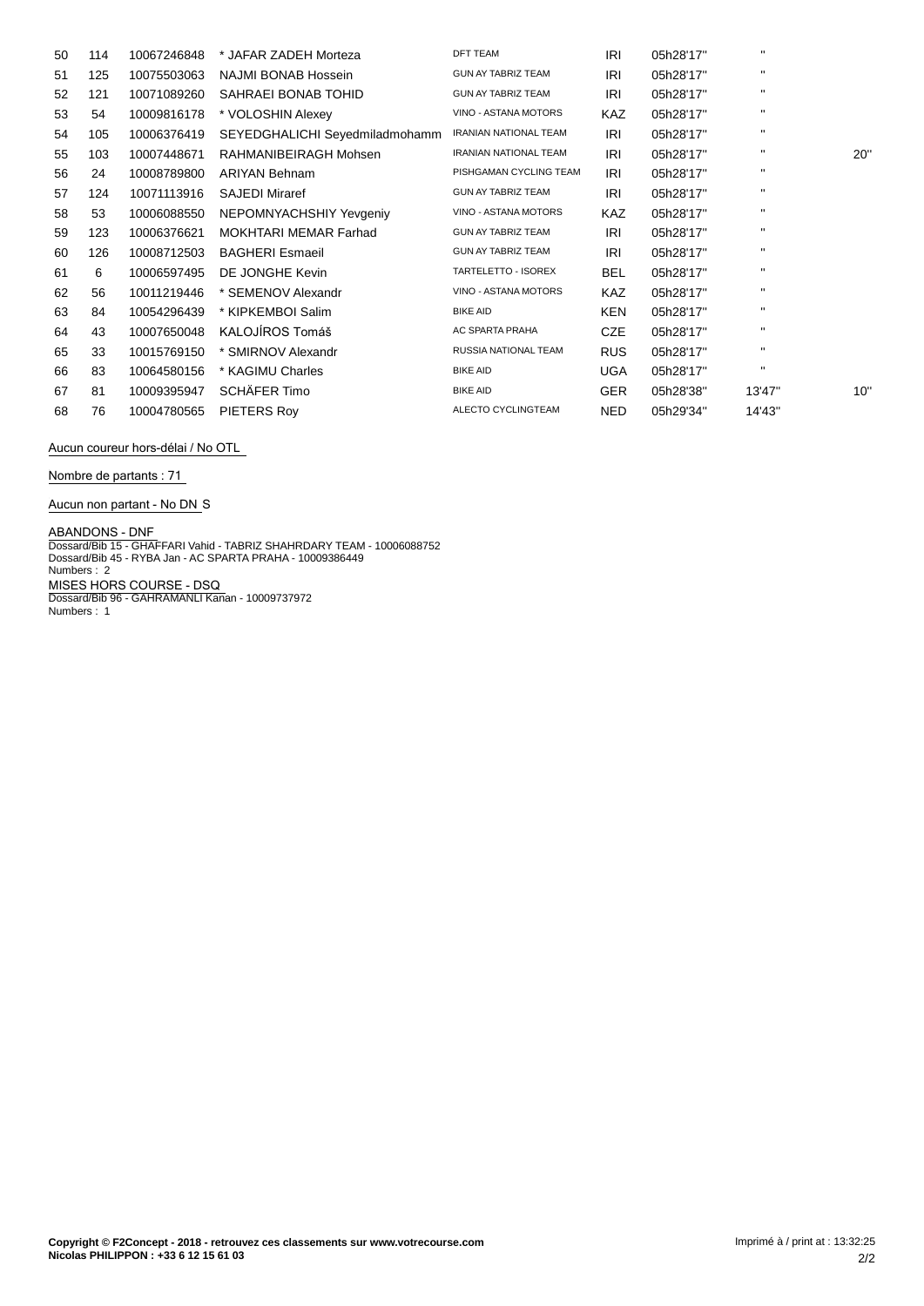| | | | | | | | | |
|---|---|---|---|---|---|---|---|---|
| 50 | 114 | 10067246848 | * JAFAR ZADEH Morteza | DFT TEAM | IRI | 05h28'17'' | '' | |
| 51 | 125 | 10075503063 | NAJMI BONAB Hossein | GUN AY TABRIZ TEAM | IRI | 05h28'17'' | '' | |
| 52 | 121 | 10071089260 | SAHRAEI BONAB TOHID | GUN AY TABRIZ TEAM | IRI | 05h28'17'' | '' | |
| 53 | 54 | 10009816178 | * VOLOSHIN Alexey | VINO - ASTANA MOTORS | KAZ | 05h28'17'' | '' | |
| 54 | 105 | 10006376419 | SEYEDGHALICHI Seyedmiladmohamm | IRANIAN NATIONAL TEAM | IRI | 05h28'17'' | '' | |
| 55 | 103 | 10007448671 | RAHMANIBEIRAGH Mohsen | IRANIAN NATIONAL TEAM | IRI | 05h28'17'' | '' | 20'' |
| 56 | 24 | 10008789800 | ARIYAN Behnam | PISHGAMAN CYCLING TEAM | IRI | 05h28'17'' | '' | |
| 57 | 124 | 10071113916 | SAJEDI Miraref | GUN AY TABRIZ TEAM | IRI | 05h28'17'' | '' | |
| 58 | 53 | 10006088550 | NEPOMNYACHSHIY Yevgeniy | VINO - ASTANA MOTORS | KAZ | 05h28'17'' | '' | |
| 59 | 123 | 10006376621 | MOKHTARI MEMAR Farhad | GUN AY TABRIZ TEAM | IRI | 05h28'17'' | '' | |
| 60 | 126 | 10008712503 | BAGHERI Esmaeil | GUN AY TABRIZ TEAM | IRI | 05h28'17'' | '' | |
| 61 | 6 | 10006597495 | DE JONGHE Kevin | TARTELETTO - ISOREX | BEL | 05h28'17'' | '' | |
| 62 | 56 | 10011219446 | * SEMENOV Alexandr | VINO - ASTANA MOTORS | KAZ | 05h28'17'' | '' | |
| 63 | 84 | 10054296439 | * KIPKEMBOI Salim | BIKE AID | KEN | 05h28'17'' | '' | |
| 64 | 43 | 10007650048 | KALOJÍROS Tomáš | AC SPARTA PRAHA | CZE | 05h28'17'' | '' | |
| 65 | 33 | 10015769150 | * SMIRNOV Alexandr | RUSSIA NATIONAL TEAM | RUS | 05h28'17'' | '' | |
| 66 | 83 | 10064580156 | * KAGIMU Charles | BIKE AID | UGA | 05h28'17'' | '' | |
| 67 | 81 | 10009395947 | SCHÄFER Timo | BIKE AID | GER | 05h28'38'' | 13'47'' | 10'' |
| 68 | 76 | 10004780565 | PIETERS Roy | ALECTO CYCLINGTEAM | NED | 05h29'34'' | 14'43'' | |

Aucun coureur hors-délai / No OTL

Nombre de partants : 71

Aucun non partant - No DN S

ABANDONS - DNF
Dossard/Bib 15 - GHAFFARI Vahid - TABRIZ SHAHRDARY TEAM - 10006088752
Dossard/Bib 45 - RYBA Jan - AC SPARTA PRAHA - 10009386449
Numbers : 2

MISES HORS COURSE - DSQ
Dossard/Bib 96 - GAHRAMANLI Kanan - 10009737972
Numbers : 1

**Copyright © F2Concept - 2018 - retrouvez ces classements sur www.votrecourse.com**
**Nicolas PHILIPPON : +33 6 12 15 61 03**

Imprimé à / print at : 13:32:25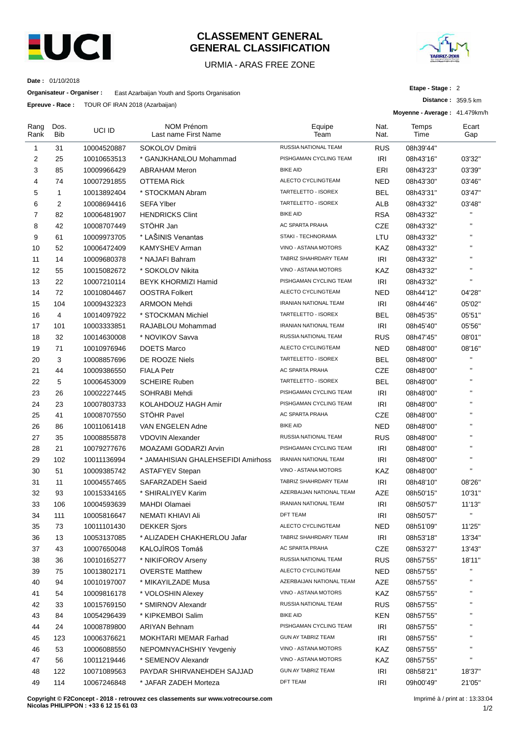# CLASSEMENT GENERAL
# GENERAL CLASSIFICATION

URMIA - ARAS FREE ZONE

**Date :** 01/10/2018

**Organisateur - Organiser :** East Azarbaijan Youth and Sports Organisation

**Epreuve - Race :** TOUR OF IRAN 2018 (Azarbaijan)

**Etape - Stage :** 2

**Distance :** 359.5 km

**Moyenne - Average :** 41.479km/h

| Rang Rank | Dos. Bib | UCI ID | NOM Prénom Last name First Name | Equipe Team | Nat. Nat. | Temps Time | Ecart Gap |
|---|---|---|---|---|---|---|---|
| 1 | 31 | 10004520887 | SOKOLOV Dmitrii | RUSSIA NATIONAL TEAM | RUS | 08h39'44'' | |
| 2 | 25 | 10010653513 | * GANJKHANLOU Mohammad | PISHGAMAN CYCLING TEAM | IRI | 08h43'16'' | 03'32'' |
| 3 | 85 | 10009966429 | ABRAHAM Meron | BIKE AID | ERI | 08h43'23'' | 03'39'' |
| 4 | 74 | 10007291855 | OTTEMA Rick | ALECTO CYCLINGTEAM | NED | 08h43'30'' | 03'46'' |
| 5 | 1 | 10013892404 | * STOCKMAN Abram | TARTELETTO - ISOREX | BEL | 08h43'31'' | 03'47'' |
| 6 | 2 | 10008694416 | SEFA Ylber | TARTELETTO - ISOREX | ALB | 08h43'32'' | 03'48'' |
| 7 | 82 | 10006481907 | HENDRICKS Clint | BIKE AID | RSA | 08h43'32'' | '' |
| 8 | 42 | 10008707449 | STÖHR Jan | AC SPARTA PRAHA | CZE | 08h43'32'' | '' |
| 9 | 61 | 10009973705 | * LAŠINIS Venantas | STAKI - TECHNORAMA | LTU | 08h43'32'' | '' |
| 10 | 52 | 10006472409 | KAMYSHEV Arman | VINO - ASTANA MOTORS | KAZ | 08h43'32'' | '' |
| 11 | 14 | 10009680378 | * NAJAFI Bahram | TABRIZ SHAHRDARY TEAM | IRI | 08h43'32'' | '' |
| 12 | 55 | 10015082672 | * SOKOLOV Nikita | VINO - ASTANA MOTORS | KAZ | 08h43'32'' | '' |
| 13 | 22 | 10007210114 | BEYK KHORMIZI Hamid | PISHGAMAN CYCLING TEAM | IRI | 08h43'32'' | '' |
| 14 | 72 | 10010804467 | OOSTRA Folkert | ALECTO CYCLINGTEAM | NED | 08h44'12'' | 04'28'' |
| 15 | 104 | 10009432323 | ARMOON Mehdi | IRANIAN NATIONAL TEAM | IRI | 08h44'46'' | 05'02'' |
| 16 | 4 | 10014097922 | * STOCKMAN Michiel | TARTELETTO - ISOREX | BEL | 08h45'35'' | 05'51'' |
| 17 | 101 | 10003333851 | RAJABLOU Mohammad | IRANIAN NATIONAL TEAM | IRI | 08h45'40'' | 05'56'' |
| 18 | 32 | 10014630008 | * NOVIKOV Savva | RUSSIA NATIONAL TEAM | RUS | 08h47'45'' | 08'01'' |
| 19 | 71 | 10010976946 | DOETS Marco | ALECTO CYCLINGTEAM | NED | 08h48'00'' | 08'16'' |
| 20 | 3 | 10008857696 | DE ROOZE Niels | TARTELETTO - ISOREX | BEL | 08h48'00'' | '' |
| 21 | 44 | 10009386550 | FIALA Petr | AC SPARTA PRAHA | CZE | 08h48'00'' | '' |
| 22 | 5 | 10006453009 | SCHEIRE Ruben | TARTELETTO - ISOREX | BEL | 08h48'00'' | '' |
| 23 | 26 | 10002227445 | SOHRABI Mehdi | PISHGAMAN CYCLING TEAM | IRI | 08h48'00'' | '' |
| 24 | 23 | 10007803733 | KOLAHDOUZ HAGH Amir | PISHGAMAN CYCLING TEAM | IRI | 08h48'00'' | '' |
| 25 | 41 | 10008707550 | STÖHR Pavel | AC SPARTA PRAHA | CZE | 08h48'00'' | '' |
| 26 | 86 | 10011061418 | VAN ENGELEN Adne | BIKE AID | NED | 08h48'00'' | '' |
| 27 | 35 | 10008855878 | VDOVIN Alexander | RUSSIA NATIONAL TEAM | RUS | 08h48'00'' | '' |
| 28 | 21 | 10079277676 | MOAZAMI GODARZI Arvin | PISHGAMAN CYCLING TEAM | IRI | 08h48'00'' | '' |
| 29 | 102 | 10011136994 | * JAMAHISIAN GHALEHSEFIDI Amirhoss | IRANIAN NATIONAL TEAM | IRI | 08h48'00'' | '' |
| 30 | 51 | 10009385742 | ASTAFYEV Stepan | VINO - ASTANA MOTORS | KAZ | 08h48'00'' | '' |
| 31 | 11 | 10004557465 | SAFARZADEH Saeid | TABRIZ SHAHRDARY TEAM | IRI | 08h48'10'' | 08'26'' |
| 32 | 93 | 10015334165 | * SHIRALIYEV Karim | AZERBAIJAN NATIONAL TEAM | AZE | 08h50'15'' | 10'31'' |
| 33 | 106 | 10004593639 | MAHDI Olamaei | IRANIAN NATIONAL TEAM | IRI | 08h50'57'' | 11'13'' |
| 34 | 111 | 10005816647 | NEMATI KHIAVI Ali | DFT TEAM | IRI | 08h50'57'' | '' |
| 35 | 73 | 10011101430 | DEKKER Sjors | ALECTO CYCLINGTEAM | NED | 08h51'09'' | 11'25'' |
| 36 | 13 | 10053137085 | * ALIZADEH CHAKHERLOU Jafar | TABRIZ SHAHRDARY TEAM | IRI | 08h53'18'' | 13'34'' |
| 37 | 43 | 10007650048 | KALOJÍROS Tomáš | AC SPARTA PRAHA | CZE | 08h53'27'' | 13'43'' |
| 38 | 36 | 10010165277 | * NIKIFOROV Arseny | RUSSIA NATIONAL TEAM | RUS | 08h57'55'' | 18'11'' |
| 39 | 75 | 10013802171 | OVERSTE Matthew | ALECTO CYCLINGTEAM | NED | 08h57'55'' | '' |
| 40 | 94 | 10010197007 | * MIKAYILZADE Musa | AZERBAIJAN NATIONAL TEAM | AZE | 08h57'55'' | '' |
| 41 | 54 | 10009816178 | * VOLOSHIN Alexey | VINO - ASTANA MOTORS | KAZ | 08h57'55'' | '' |
| 42 | 33 | 10015769150 | * SMIRNOV Alexandr | RUSSIA NATIONAL TEAM | RUS | 08h57'55'' | '' |
| 43 | 84 | 10054296439 | * KIPKEMBOI Salim | BIKE AID | KEN | 08h57'55'' | '' |
| 44 | 24 | 10008789800 | ARIYAN Behnam | PISHGAMAN CYCLING TEAM | IRI | 08h57'55'' | '' |
| 45 | 123 | 10006376621 | MOKHTARI MEMAR Farhad | GUN AY TABRIZ TEAM | IRI | 08h57'55'' | '' |
| 46 | 53 | 10006088550 | NEPOMNYACHSHIY Yevgeniy | VINO - ASTANA MOTORS | KAZ | 08h57'55'' | '' |
| 47 | 56 | 10011219446 | * SEMENOV Alexandr | VINO - ASTANA MOTORS | KAZ | 08h57'55'' | '' |
| 48 | 122 | 10071089563 | PAYDAR SHIRVANEHDEH SAJJAD | GUN AY TABRIZ TEAM | IRI | 08h58'21'' | 18'37'' |
| 49 | 114 | 10067246848 | * JAFAR ZADEH Morteza | DFT TEAM | IRI | 09h00'49'' | 21'05'' |

**Copyright © F2Concept - 2018 - retrouvez ces classements sur www.votrecourse.com**
**Nicolas PHILIPPON : +33 6 12 15 61 03**

Imprimé à / print at : 13:33:04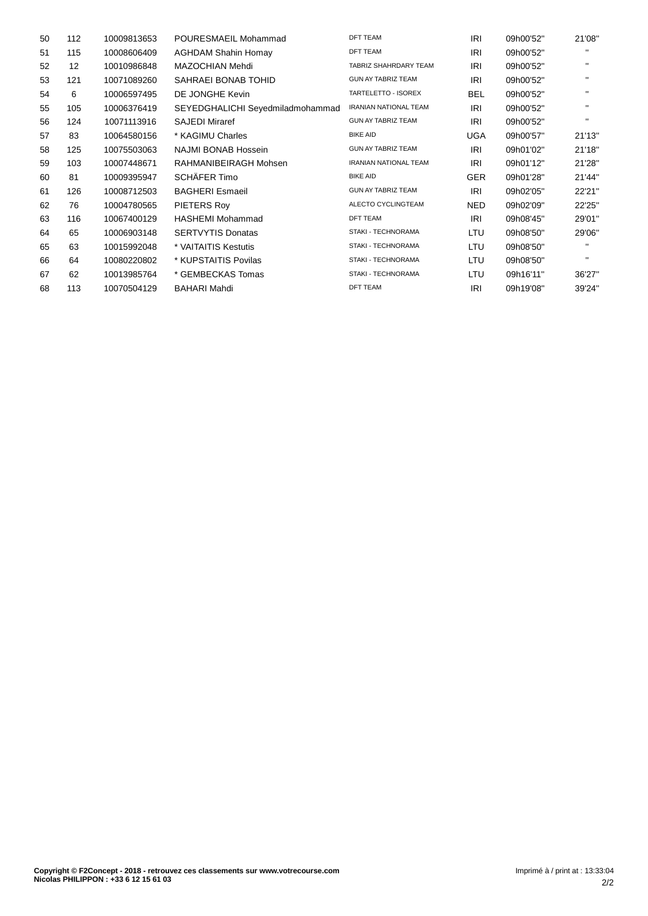| 50 | 112 | 10009813653 | POURESMAEIL Mohammad | DFT TEAM | IRI | 09h00'52'' | 21'08'' |
|---|---|---|---|---|---|---|---|
| 51 | 115 | 10008606409 | AGHDAM Shahin Homay | DFT TEAM | IRI | 09h00'52'' | '' |
| 52 | 12 | 10010986848 | MAZOCHIAN Mehdi | TABRIZ SHAHRDARY TEAM | IRI | 09h00'52'' | '' |
| 53 | 121 | 10071089260 | SAHRAEI BONAB TOHID | GUN AY TABRIZ TEAM | IRI | 09h00'52'' | '' |
| 54 | 6 | 10006597495 | DE JONGHE Kevin | TARTELETTO - ISOREX | BEL | 09h00'52'' | '' |
| 55 | 105 | 10006376419 | SEYEDGHALICHI Seyedmiladmohammad | IRANIAN NATIONAL TEAM | IRI | 09h00'52'' | '' |
| 56 | 124 | 10071113916 | SAJEDI Miraref | GUN AY TABRIZ TEAM | IRI | 09h00'52'' | '' |
| 57 | 83 | 10064580156 | * KAGIMU Charles | BIKE AID | UGA | 09h00'57'' | 21'13'' |
| 58 | 125 | 10075503063 | NAJMI BONAB Hossein | GUN AY TABRIZ TEAM | IRI | 09h01'02'' | 21'18'' |
| 59 | 103 | 10007448671 | RAHMANIBEIRAGH Mohsen | IRANIAN NATIONAL TEAM | IRI | 09h01'12'' | 21'28'' |
| 60 | 81 | 10009395947 | SCHÄFER Timo | BIKE AID | GER | 09h01'28'' | 21'44'' |
| 61 | 126 | 10008712503 | BAGHERI Esmaeil | GUN AY TABRIZ TEAM | IRI | 09h02'05'' | 22'21'' |
| 62 | 76 | 10004780565 | PIETERS Roy | ALECTO CYCLINGTEAM | NED | 09h02'09'' | 22'25'' |
| 63 | 116 | 10067400129 | HASHEMI Mohammad | DFT TEAM | IRI | 09h08'45'' | 29'01'' |
| 64 | 65 | 10006903148 | SERTVYTIS Donatas | STAKI - TECHNORAMA | LTU | 09h08'50'' | 29'06'' |
| 65 | 63 | 10015992048 | * VAITAITIS Kestutis | STAKI - TECHNORAMA | LTU | 09h08'50'' | '' |
| 66 | 64 | 10080220802 | * KUPSTAITIS Povilas | STAKI - TECHNORAMA | LTU | 09h08'50'' | '' |
| 67 | 62 | 10013985764 | * GEMBECKAS Tomas | STAKI - TECHNORAMA | LTU | 09h16'11'' | 36'27'' |
| 68 | 113 | 10070504129 | BAHARI Mahdi | DFT TEAM | IRI | 09h19'08'' | 39'24'' |

**Copyright © F2Concept - 2018 - retrouvez ces classements sur www.votrecourse.com**
**Nicolas PHILIPPON : +33 6 12 15 61 03**

Imprimé à / print at : 13:33:04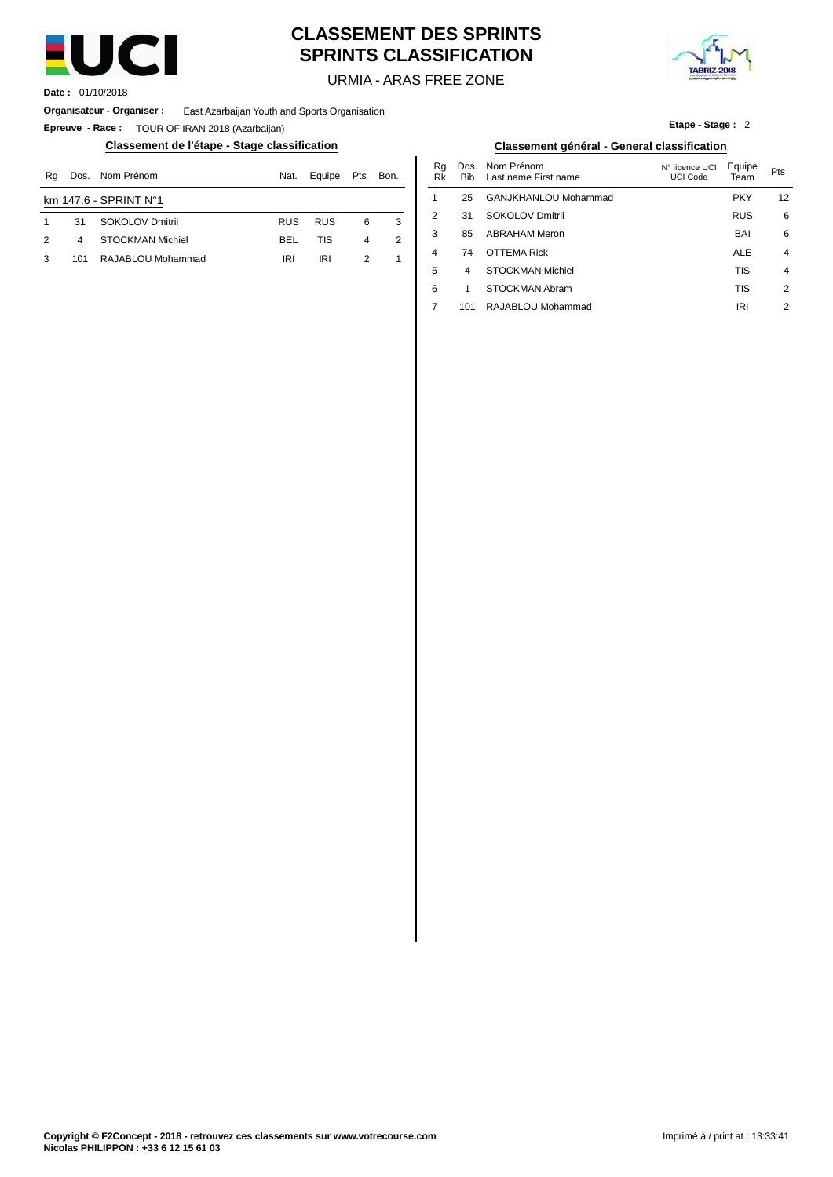# CLASSEMENT DES SPRINTS
# SPRINTS CLASSIFICATION

URMIA - ARAS FREE ZONE

**Date :** 01/10/2018

**Organisateur - Organiser :** East Azarbaijan Youth and Sports Organisation

**Epreuve - Race :** TOUR OF IRAN 2018 (Azarbaijan)

**Etape - Stage :** 2

## Classement de l'étape - Stage classification

km 147.6 - SPRINT N°1

| Rg | Dos. | Nom Prénom | Nat. | Equipe | Pts | Bon. |
|---|---|---|---|---|---|---|
| 1 | 31 | SOKOLOV Dmitrii | RUS | RUS | 6 | 3 |
| 2 | 4 | STOCKMAN Michiel | BEL | TIS | 4 | 2 |
| 3 | 101 | RAJABLOU Mohammad | IRI | IRI | 2 | 1 |

## Classement général - General classification

| Rg Rk | Dos. Bib | Nom Prénom Last name First name | N° licence UCI UCI Code | Equipe Team | Pts |
|---|---|---|---|---|---|
| 1 | 25 | GANJKHANLOU Mohammad | | PKY | 12 |
| 2 | 31 | SOKOLOV Dmitrii | | RUS | 6 |
| 3 | 85 | ABRAHAM Meron | | BAI | 6 |
| 4 | 74 | OTTEMA Rick | | ALE | 4 |
| 5 | 4 | STOCKMAN Michiel | | TIS | 4 |
| 6 | 1 | STOCKMAN Abram | | TIS | 2 |
| 7 | 101 | RAJABLOU Mohammad | | IRI | 2 |

**Copyright © F2Concept - 2018 - retrouvez ces classements sur www.votrecourse.com**
**Nicolas PHILIPPON : +33 6 12 15 61 03**

Imprimé à / print at : 13:33:41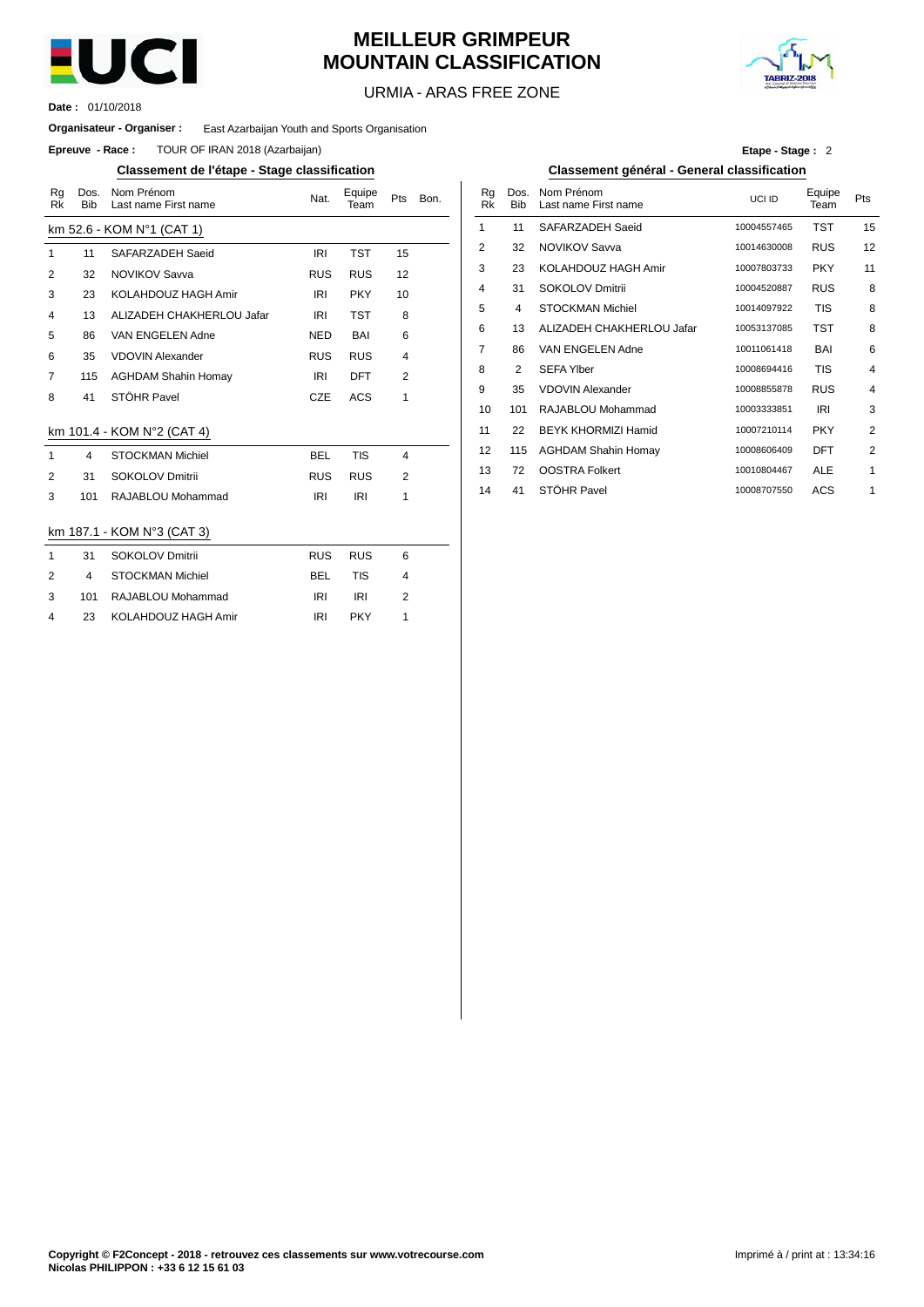# MEILLEUR GRIMPEUR
# MOUNTAIN CLASSIFICATION

URMIA - ARAS FREE ZONE

**Date :** 01/10/2018

**Organisateur - Organiser :** East Azarbaijan Youth and Sports Organisation

**Epreuve - Race :** TOUR OF IRAN 2018 (Azarbaijan)

**Etape - Stage :** 2

## Classement de l'étape - Stage classification

km 52.6 - KOM N°1 (CAT 1)

| Rg Rk | Dos. Bib | Nom Prénom Last name First name | Nat. | Equipe Team | Pts | Bon. |
|---|---|---|---|---|---|---|
| 1 | 11 | SAFARZADEH Saeid | IRI | TST | 15 | |
| 2 | 32 | NOVIKOV Savva | RUS | RUS | 12 | |
| 3 | 23 | KOLAHDOUZ HAGH Amir | IRI | PKY | 10 | |
| 4 | 13 | ALIZADEH CHAKHERLOU Jafar | IRI | TST | 8 | |
| 5 | 86 | VAN ENGELEN Adne | NED | BAI | 6 | |
| 6 | 35 | VDOVIN Alexander | RUS | RUS | 4 | |
| 7 | 115 | AGHDAM Shahin Homay | IRI | DFT | 2 | |
| 8 | 41 | STÖHR Pavel | CZE | ACS | 1 | |

km 101.4 - KOM N°2 (CAT 4)

| Rg Rk | Dos. Bib | Nom Prénom Last name First name | Nat. | Equipe Team | Pts | Bon. |
|---|---|---|---|---|---|---|
| 1 | 4 | STOCKMAN Michiel | BEL | TIS | 4 | |
| 2 | 31 | SOKOLOV Dmitrii | RUS | RUS | 2 | |
| 3 | 101 | RAJABLOU Mohammad | IRI | IRI | 1 | |

km 187.1 - KOM N°3 (CAT 3)

| Rg Rk | Dos. Bib | Nom Prénom Last name First name | Nat. | Equipe Team | Pts | Bon. |
|---|---|---|---|---|---|---|
| 1 | 31 | SOKOLOV Dmitrii | RUS | RUS | 6 | |
| 2 | 4 | STOCKMAN Michiel | BEL | TIS | 4 | |
| 3 | 101 | RAJABLOU Mohammad | IRI | IRI | 2 | |
| 4 | 23 | KOLAHDOUZ HAGH Amir | IRI | PKY | 1 | |

## Classement général - General classification

| Rg Rk | Dos. Bib | Nom Prénom Last name First name | UCI ID | Equipe Team | Pts |
|---|---|---|---|---|---|
| 1 | 11 | SAFARZADEH Saeid | 10004557465 | TST | 15 |
| 2 | 32 | NOVIKOV Savva | 10014630008 | RUS | 12 |
| 3 | 23 | KOLAHDOUZ HAGH Amir | 10007803733 | PKY | 11 |
| 4 | 31 | SOKOLOV Dmitrii | 10004520887 | RUS | 8 |
| 5 | 4 | STOCKMAN Michiel | 10014097922 | TIS | 8 |
| 6 | 13 | ALIZADEH CHAKHERLOU Jafar | 10053137085 | TST | 8 |
| 7 | 86 | VAN ENGELEN Adne | 10011061418 | BAI | 6 |
| 8 | 2 | SEFA Ylber | 10008694416 | TIS | 4 |
| 9 | 35 | VDOVIN Alexander | 10008855878 | RUS | 4 |
| 10 | 101 | RAJABLOU Mohammad | 10003333851 | IRI | 3 |
| 11 | 22 | BEYK KHORMIZI Hamid | 10007210114 | PKY | 2 |
| 12 | 115 | AGHDAM Shahin Homay | 10008606409 | DFT | 2 |
| 13 | 72 | OOSTRA Folkert | 10010804467 | ALE | 1 |
| 14 | 41 | STÖHR Pavel | 10008707550 | ACS | 1 |

**Copyright © F2Concept - 2018 - retrouvez ces classements sur www.votrecourse.com**
**Nicolas PHILIPPON : +33 6 12 15 61 03**

Imprimé à / print at : 13:34:16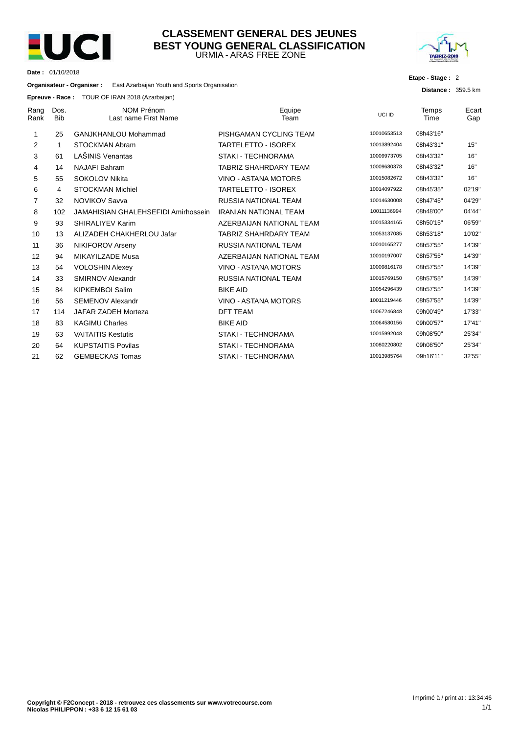# CLASSEMENT GENERAL DES JEUNES
## BEST YOUNG GENERAL CLASSIFICATION

URMIA - ARAS FREE ZONE

**Date :** 01/10/2018

**Etape - Stage :** 2

**Organisateur - Organiser :** East Azarbaijan Youth and Sports Organisation

**Distance :** 359.5 km

**Epreuve - Race :** TOUR OF IRAN 2018 (Azarbaijan)

| Rang Rank | Dos. Bib | NOM Prénom Last name First Name | Equipe Team | UCI ID | Temps Time | Ecart Gap |
|---|---|---|---|---|---|---|
| 1 | 25 | GANJKHANLOU Mohammad | PISHGAMAN CYCLING TEAM | 10010653513 | 08h43'16'' | |
| 2 | 1 | STOCKMAN Abram | TARTELETTO - ISOREX | 10013892404 | 08h43'31'' | 15'' |
| 3 | 61 | LAŠINIS Venantas | STAKI - TECHNORAMA | 10009973705 | 08h43'32'' | 16'' |
| 4 | 14 | NAJAFI Bahram | TABRIZ SHAHRDARY TEAM | 10009680378 | 08h43'32'' | 16'' |
| 5 | 55 | SOKOLOV Nikita | VINO - ASTANA MOTORS | 10015082672 | 08h43'32'' | 16'' |
| 6 | 4 | STOCKMAN Michiel | TARTELETTO - ISOREX | 10014097922 | 08h45'35'' | 02'19'' |
| 7 | 32 | NOVIKOV Savva | RUSSIA NATIONAL TEAM | 10014630008 | 08h47'45'' | 04'29'' |
| 8 | 102 | JAMAHISIAN GHALEHSEFIDI Amirhossein | IRANIAN NATIONAL TEAM | 10011136994 | 08h48'00'' | 04'44'' |
| 9 | 93 | SHIRALIYEV Karim | AZERBAIJAN NATIONAL TEAM | 10015334165 | 08h50'15'' | 06'59'' |
| 10 | 13 | ALIZADEH CHAKHERLOU Jafar | TABRIZ SHAHRDARY TEAM | 10053137085 | 08h53'18'' | 10'02'' |
| 11 | 36 | NIKIFOROV Arseny | RUSSIA NATIONAL TEAM | 10010165277 | 08h57'55'' | 14'39'' |
| 12 | 94 | MIKAYILZADE Musa | AZERBAIJAN NATIONAL TEAM | 10010197007 | 08h57'55'' | 14'39'' |
| 13 | 54 | VOLOSHIN Alexey | VINO - ASTANA MOTORS | 10009816178 | 08h57'55'' | 14'39'' |
| 14 | 33 | SMIRNOV Alexandr | RUSSIA NATIONAL TEAM | 10015769150 | 08h57'55'' | 14'39'' |
| 15 | 84 | KIPKEMBOI Salim | BIKE AID | 10054296439 | 08h57'55'' | 14'39'' |
| 16 | 56 | SEMENOV Alexandr | VINO - ASTANA MOTORS | 10011219446 | 08h57'55'' | 14'39'' |
| 17 | 114 | JAFAR ZADEH Morteza | DFT TEAM | 10067246848 | 09h00'49'' | 17'33'' |
| 18 | 83 | KAGIMU Charles | BIKE AID | 10064580156 | 09h00'57'' | 17'41'' |
| 19 | 63 | VAITAITIS Kestutis | STAKI - TECHNORAMA | 10015992048 | 09h08'50'' | 25'34'' |
| 20 | 64 | KUPSTAITIS Povilas | STAKI - TECHNORAMA | 10080220802 | 09h08'50'' | 25'34'' |
| 21 | 62 | GEMBECKAS Tomas | STAKI - TECHNORAMA | 10013985764 | 09h16'11'' | 32'55'' |

**Copyright © F2Concept - 2018 - retrouvez ces classements sur www.votrecourse.com**
**Nicolas PHILIPPON : +33 6 12 15 61 03**

Imprimé à / print at : 13:34:46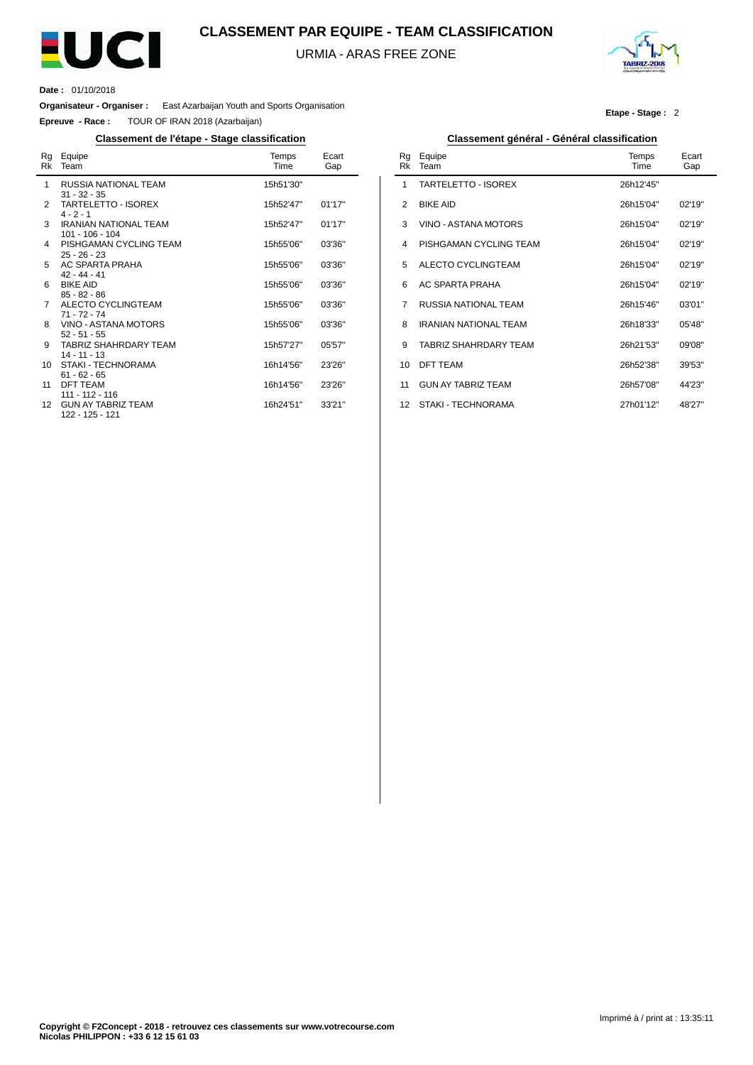# CLASSEMENT PAR EQUIPE - TEAM CLASSIFICATION

URMIA - ARAS FREE ZONE

**Date :** 01/10/2018

**Organisateur - Organiser :** East Azarbaijan Youth and Sports Organisation

**Epreuve - Race :** TOUR OF IRAN 2018 (Azarbaijan)

**Etape - Stage :** 2

### Classement de l'étape - Stage classification

| Rg Rk | Equipe Team | Temps Time | Ecart Gap |
|---|---|---|---|
| 1 | RUSSIA NATIONAL TEAM<br>31 - 32 - 35 | 15h51'30'' | |
| 2 | TARTELETTO - ISOREX<br>4 - 2 - 1 | 15h52'47'' | 01'17'' |
| 3 | IRANIAN NATIONAL TEAM<br>101 - 106 - 104 | 15h52'47'' | 01'17'' |
| 4 | PISHGAMAN CYCLING TEAM<br>25 - 26 - 23 | 15h55'06'' | 03'36'' |
| 5 | AC SPARTA PRAHA<br>42 - 44 - 41 | 15h55'06'' | 03'36'' |
| 6 | BIKE AID<br>85 - 82 - 86 | 15h55'06'' | 03'36'' |
| 7 | ALECTO CYCLINGTEAM<br>71 - 72 - 74 | 15h55'06'' | 03'36'' |
| 8 | VINO - ASTANA MOTORS<br>52 - 51 - 55 | 15h55'06'' | 03'36'' |
| 9 | TABRIZ SHAHRDARY TEAM<br>14 - 11 - 13 | 15h57'27'' | 05'57'' |
| 10 | STAKI - TECHNORAMA<br>61 - 62 - 65 | 16h14'56'' | 23'26'' |
| 11 | DFT TEAM<br>111 - 112 - 116 | 16h14'56'' | 23'26'' |
| 12 | GUN AY TABRIZ TEAM<br>122 - 125 - 121 | 16h24'51'' | 33'21'' |

### Classement général - Général classification

| Rg Rk | Equipe Team | Temps Time | Ecart Gap |
|---|---|---|---|
| 1 | TARTELETTO - ISOREX | 26h12'45'' | |
| 2 | BIKE AID | 26h15'04'' | 02'19'' |
| 3 | VINO - ASTANA MOTORS | 26h15'04'' | 02'19'' |
| 4 | PISHGAMAN CYCLING TEAM | 26h15'04'' | 02'19'' |
| 5 | ALECTO CYCLINGTEAM | 26h15'04'' | 02'19'' |
| 6 | AC SPARTA PRAHA | 26h15'04'' | 02'19'' |
| 7 | RUSSIA NATIONAL TEAM | 26h15'46'' | 03'01'' |
| 8 | IRANIAN NATIONAL TEAM | 26h18'33'' | 05'48'' |
| 9 | TABRIZ SHAHRDARY TEAM | 26h21'53'' | 09'08'' |
| 10 | DFT TEAM | 26h52'38'' | 39'53'' |
| 11 | GUN AY TABRIZ TEAM | 26h57'08'' | 44'23'' |
| 12 | STAKI - TECHNORAMA | 27h01'12'' | 48'27'' |

Imprimé à / print at : 13:35:11

**Copyright © F2Concept - 2018 - retrouvez ces classements sur www.votrecourse.com**
**Nicolas PHILIPPON : +33 6 12 15 61 03**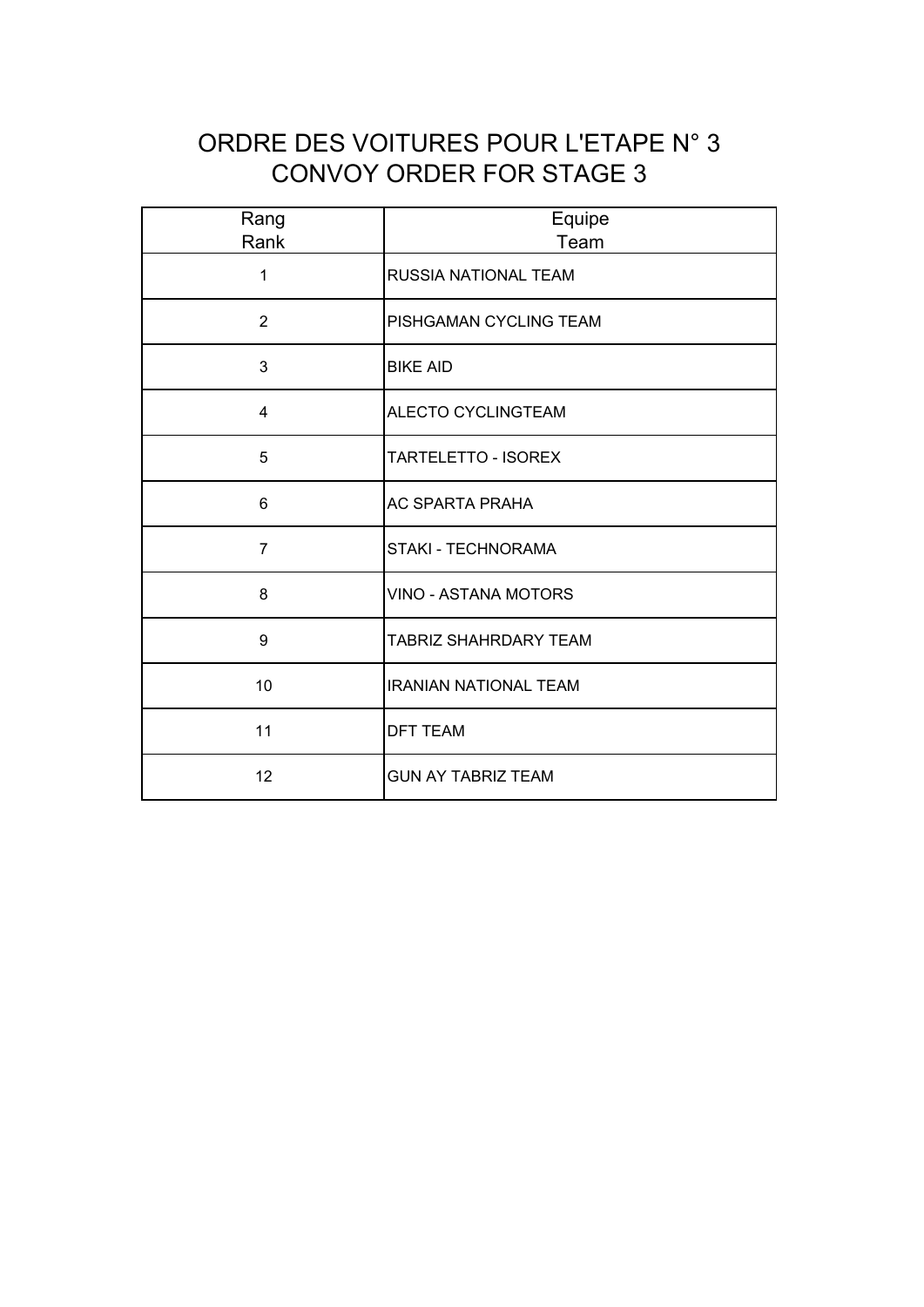# ORDRE DES VOITURES POUR L'ETAPE N° 3
# CONVOY ORDER FOR STAGE 3

| Rang<br>Rank | Equipe<br>Team |
|---|---|
| 1 | RUSSIA NATIONAL TEAM |
| 2 | PISHGAMAN CYCLING TEAM |
| 3 | BIKE AID |
| 4 | ALECTO CYCLINGTEAM |
| 5 | TARTELETTO - ISOREX |
| 6 | AC SPARTA PRAHA |
| 7 | STAKI - TECHNORAMA |
| 8 | VINO - ASTANA MOTORS |
| 9 | TABRIZ SHAHRDARY TEAM |
| 10 | IRANIAN NATIONAL TEAM |
| 11 | DFT TEAM |
| 12 | GUN AY TABRIZ TEAM |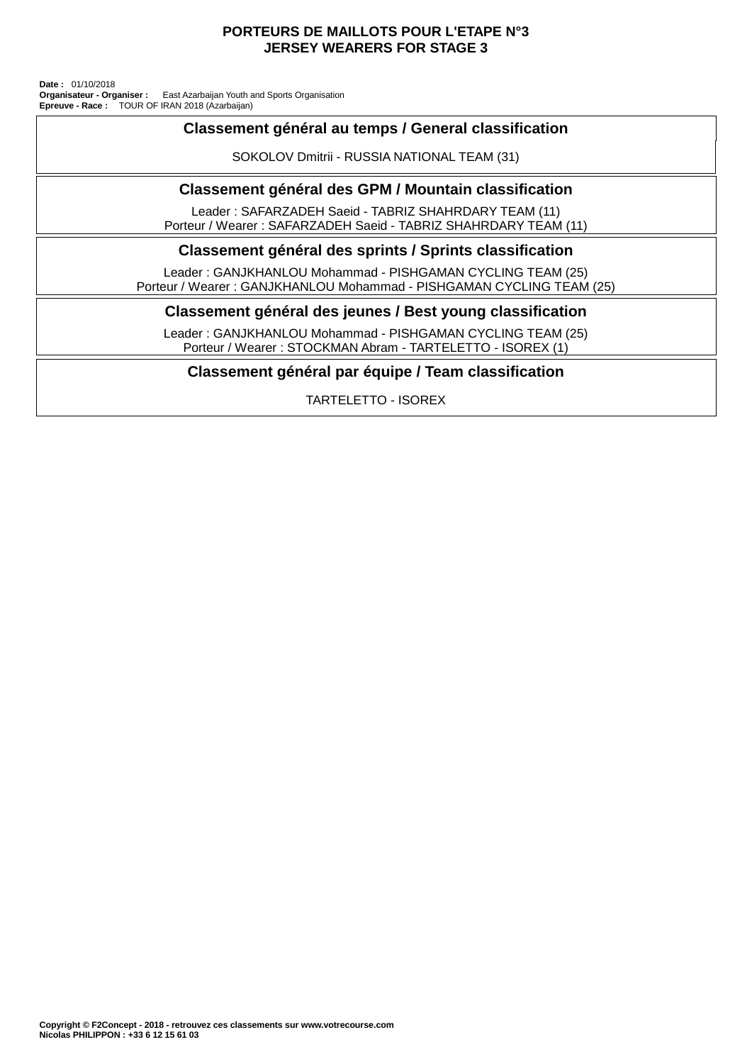# PORTEURS DE MAILLOTS POUR L'ETAPE N°3
# JERSEY WEARERS FOR STAGE 3

**Date :** 01/10/2018
**Organisateur - Organiser :** East Azarbaijan Youth and Sports Organisation
**Epreuve - Race :** TOUR OF IRAN 2018 (Azarbaijan)

## Classement général au temps / General classification

SOKOLOV Dmitrii - RUSSIA NATIONAL TEAM (31)

## Classement général des GPM / Mountain classification

Leader : SAFARZADEH Saeid - TABRIZ SHAHRDARY TEAM (11)
Porteur / Wearer : SAFARZADEH Saeid - TABRIZ SHAHRDARY TEAM (11)

## Classement général des sprints / Sprints classification

Leader : GANJKHANLOU Mohammad - PISHGAMAN CYCLING TEAM (25)
Porteur / Wearer : GANJKHANLOU Mohammad - PISHGAMAN CYCLING TEAM (25)

## Classement général des jeunes / Best young classification

Leader : GANJKHANLOU Mohammad - PISHGAMAN CYCLING TEAM (25)
Porteur / Wearer : STOCKMAN Abram - TARTELETTO - ISOREX (1)

## Classement général par équipe / Team classification

TARTELETTO - ISOREX

**Copyright © F2Concept - 2018 - retrouvez ces classements sur www.votrecourse.com**
**Nicolas PHILIPPON : +33 6 12 15 61 03**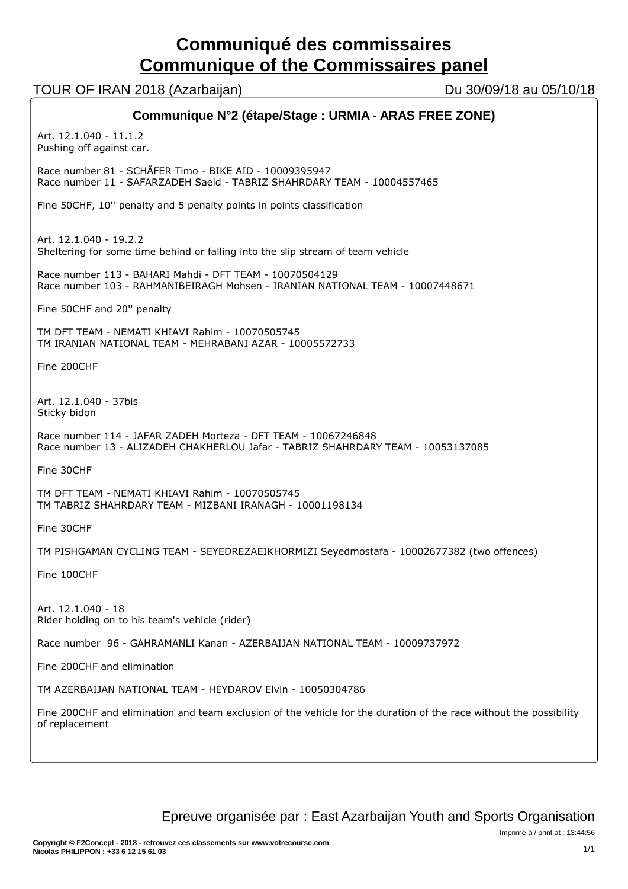# Communiqué des commissaires
# Communique of the Commissaires panel

TOUR OF IRAN 2018 (Azarbaijan) — Du 30/09/18 au 05/10/18

## Communique N°2 (étape/Stage : URMIA - ARAS FREE ZONE)

Art. 12.1.040 - 11.1.2
Pushing off against car.

Race number 81 - SCHÄFER Timo - BIKE AID - 10009395947
Race number 11 - SAFARZADEH Saeid - TABRIZ SHAHRDARY TEAM - 10004557465

Fine 50CHF, 10'' penalty and 5 penalty points in points classification

Art. 12.1.040 - 19.2.2
Sheltering for some time behind or falling into the slip stream of team vehicle

Race number 113 - BAHARI Mahdi - DFT TEAM - 10070504129
Race number 103 - RAHMANIBEIRAGH Mohsen - IRANIAN NATIONAL TEAM - 10007448671

Fine 50CHF and 20'' penalty

TM DFT TEAM - NEMATI KHIAVI Rahim - 10070505745
TM IRANIAN NATIONAL TEAM - MEHRABANI AZAR - 10005572733

Fine 200CHF

Art. 12.1.040 - 37bis
Sticky bidon

Race number 114 - JAFAR ZADEH Morteza - DFT TEAM - 10067246848
Race number 13 - ALIZADEH CHAKHERLOU Jafar - TABRIZ SHAHRDARY TEAM - 10053137085

Fine 30CHF

TM DFT TEAM - NEMATI KHIAVI Rahim - 10070505745
TM TABRIZ SHAHRDARY TEAM - MIZBANI IRANAGH - 10001198134

Fine 30CHF

TM PISHGAMAN CYCLING TEAM - SEYEDREZAEIKHORMIZI Seyedmostafa - 10002677382 (two offences)

Fine 100CHF

Art. 12.1.040 - 18
Rider holding on to his team's vehicle (rider)

Race number 96 - GAHRAMANLI Kanan - AZERBAIJAN NATIONAL TEAM - 10009737972

Fine 200CHF and elimination

TM AZERBAIJAN NATIONAL TEAM - HEYDAROV Elvin - 10050304786

Fine 200CHF and elimination and team exclusion of the vehicle for the duration of the race without the possibility of replacement

Epreuve organisée par : East Azarbaijan Youth and Sports Organisation

Imprimé à / print at : 13:44:56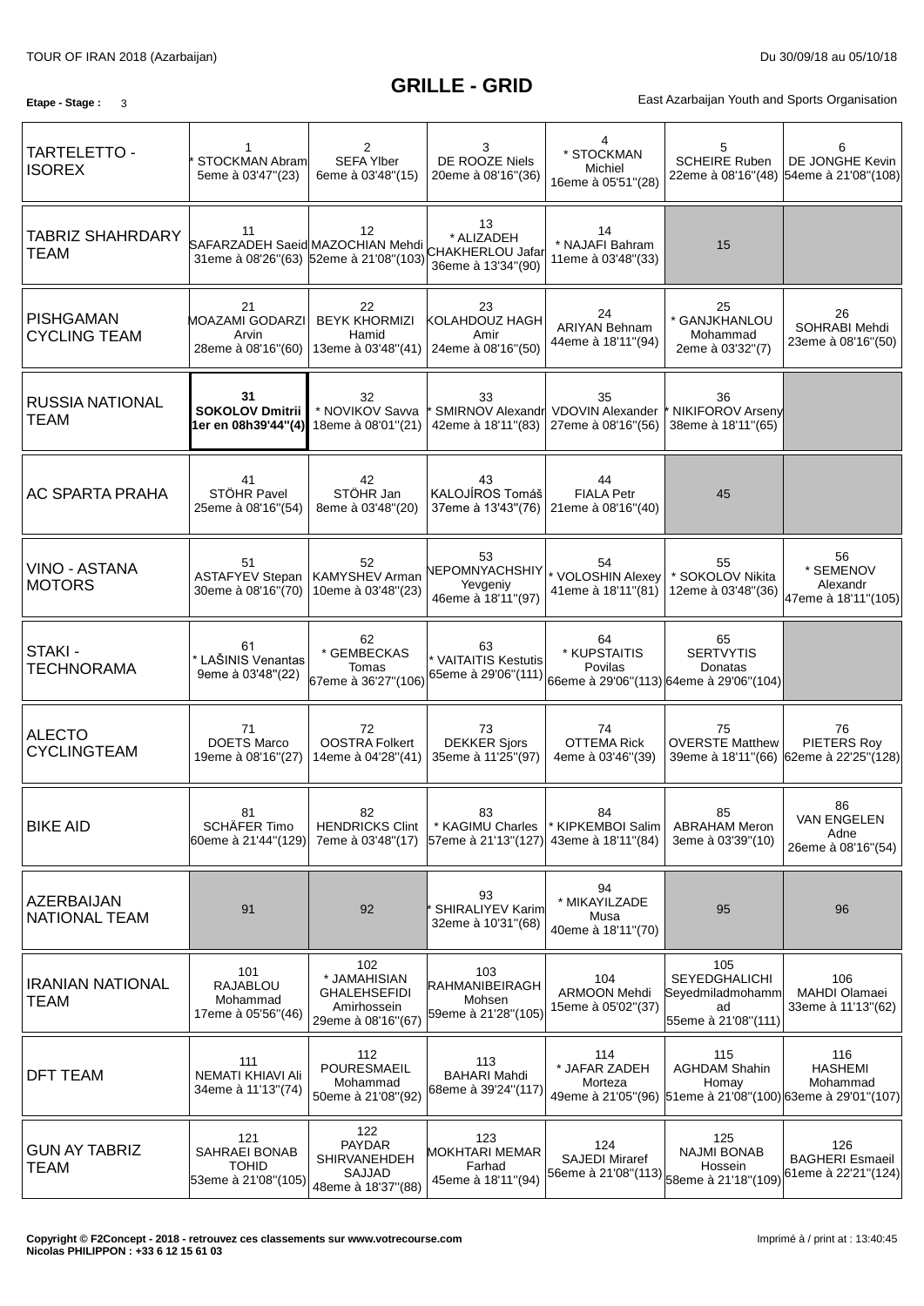TOUR OF IRAN 2018 (Azarbaijan) Du 30/09/18 au 05/10/18

# GRILLE - GRID

**Etape - Stage :** 3

East Azarbaijan Youth and Sports Organisation

| | | | | | | |
|---|---|---|---|---|---|---|
| TARTELETTO - ISOREX | 1 * STOCKMAN Abram 5eme à 03'47''(23) | 2 SEFA Ylber 6eme à 03'48''(15) | 3 DE ROOZE Niels 20eme à 08'16''(36) | 4 * STOCKMAN Michiel 16eme à 05'51''(28) | 5 SCHEIRE Ruben 22eme à 08'16''(48) | 6 DE JONGHE Kevin 54eme à 21'08''(108) |
| TABRIZ SHAHRDARY TEAM | 11 SAFARZADEH Saeid 31eme à 08'26''(63) | 12 MAZOCHIAN Mehdi 52eme à 21'08''(103) | 13 * ALIZADEH CHAKHERLOU Jafar 36eme à 13'34''(90) | 14 * NAJAFI Bahram 11eme à 03'48''(33) | 15 | |
| PISHGAMAN CYCLING TEAM | 21 MOAZAMI GODARZI Arvin 28eme à 08'16''(60) | 22 BEYK KHORMIZI Hamid 13eme à 03'48''(41) | 23 KOLAHDOUZ HAGH Amir 24eme à 08'16''(50) | 24 ARIYAN Behnam 44eme à 18'11''(94) | 25 * GANJKHANLOU Mohammad 2eme à 03'32''(7) | 26 SOHRABI Mehdi 23eme à 08'16''(50) |
| RUSSIA NATIONAL TEAM | **31 SOKOLOV Dmitrii 1er en 08h39'44''(4)** | 32 * NOVIKOV Savva 18eme à 08'01''(21) | 33 * SMIRNOV Alexandr 42eme à 18'11''(83) | 35 VDOVIN Alexander 27eme à 08'16''(56) | 36 * NIKIFOROV Arseny 38eme à 18'11''(65) | |
| AC SPARTA PRAHA | 41 STÖHR Pavel 25eme à 08'16''(54) | 42 STÖHR Jan 8eme à 03'48''(20) | 43 KALOJÍROS Tomáš 37eme à 13'43''(76) | 44 FIALA Petr 21eme à 08'16''(40) | 45 | |
| VINO - ASTANA MOTORS | 51 ASTAFYEV Stepan 30eme à 08'16''(70) | 52 KAMYSHEV Arman 10eme à 03'48''(23) | 53 NEPOMNYACHSHIY Yevgeniy 46eme à 18'11''(97) | 54 * VOLOSHIN Alexey 41eme à 18'11''(81) | 55 * SOKOLOV Nikita 12eme à 03'48''(36) | 56 * SEMENOV Alexandr 47eme à 18'11''(105) |
| STAKI - TECHNORAMA | 61 * LAŠINIS Venantas 9eme à 03'48''(22) | 62 * GEMBECKAS Tomas 67eme à 36'27''(106) | 63 * VAITAITIS Kestutis 65eme à 29'06''(111) | 64 * KUPSTAITIS Povilas 66eme à 29'06''(113) | 65 SERTVYTIS Donatas 64eme à 29'06''(104) | |
| ALECTO CYCLINGTEAM | 71 DOETS Marco 19eme à 08'16''(27) | 72 OOSTRA Folkert 14eme à 04'28''(41) | 73 DEKKER Sjors 35eme à 11'25''(97) | 74 OTTEMA Rick 4eme à 03'46''(39) | 75 OVERSTE Matthew 39eme à 18'11''(66) | 76 PIETERS Roy 62eme à 22'25''(128) |
| BIKE AID | 81 SCHÄFER Timo 60eme à 21'44''(129) | 82 HENDRICKS Clint 7eme à 03'48''(17) | 83 * KAGIMU Charles 57eme à 21'13''(127) | 84 * KIPKEMBOI Salim 43eme à 18'11''(84) | 85 ABRAHAM Meron 3eme à 03'39''(10) | 86 VAN ENGELEN Adne 26eme à 08'16''(54) |
| AZERBAIJAN NATIONAL TEAM | 91 | 92 | 93 * SHIRALIYEV Karim 32eme à 10'31''(68) | 94 * MIKAYILZADE Musa 40eme à 18'11''(70) | 95 | 96 |
| IRANIAN NATIONAL TEAM | 101 RAJABLOU Mohammad 17eme à 05'56''(46) | 102 * JAMAHISIAN GHALEHSEFIDI Amirhossein 29eme à 08'16''(67) | 103 RAHMANIBEIRAGH Mohsen 59eme à 21'28''(105) | 104 ARMOON Mehdi 15eme à 05'02''(37) | 105 SEYEDGHALICHI Seyedmiladmohammad 55eme à 21'08''(111) | 106 MAHDI Olamaei 33eme à 11'13''(62) |
| DFT TEAM | 111 NEMATI KHIAVI Ali 34eme à 11'13''(74) | 112 POURESMAEIL Mohammad 50eme à 21'08''(92) | 113 BAHARI Mahdi 68eme à 39'24''(117) | 114 * JAFAR ZADEH Morteza 49eme à 21'05''(96) | 115 AGHDAM Shahin Homay 51eme à 21'08''(100) | 116 HASHEMI Mohammad 63eme à 29'01''(107) |
| GUN AY TABRIZ TEAM | 121 SAHRAEI BONAB TOHID 53eme à 21'08''(105) | 122 PAYDAR SHIRVANEHDEH SAJJAD 48eme à 18'37''(88) | 123 MOKHTARI MEMAR Farhad 45eme à 18'11''(94) | 124 SAJEDI Miraref 56eme à 21'08''(113) | 125 NAJMI BONAB Hossein 58eme à 21'18''(109) | 126 BAGHERI Esmaeil 61eme à 22'21''(124) |

**Copyright © F2Concept - 2018 - retrouvez ces classements sur www.votrecourse.com**
**Nicolas PHILIPPON : +33 6 12 15 61 03**

Imprimé à / print at : 13:40:45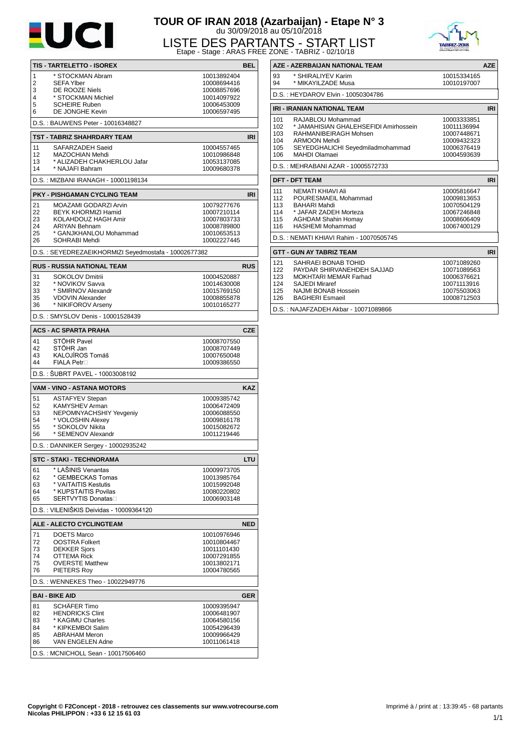# TOUR OF IRAN 2018 (Azarbaijan) - Etape N° 3

du 30/09/2018 au 05/10/2018

## LISTE DES PARTANTS - START LIST

Etape - Stage : ARAS FREE ZONE - TABRIZ - 02/10/18

| TIS - TARTELETTO - ISOREX | | BEL |
|---|---|---|
| 1 | * STOCKMAN Abram | 10013892404 |
| 2 | SEFA Ylber | 10008694416 |
| 3 | DE ROOZE Niels | 10008857696 |
| 4 | * STOCKMAN Michiel | 10014097922 |
| 5 | SCHEIRE Ruben | 10006453009 |
| 6 | DE JONGHE Kevin | 10006597495 |
| D.S. : BAUWENS Peter - 10016348827 | | |

| TST - TABRIZ SHAHRDARY TEAM | | IRI |
|---|---|---|
| 11 | SAFARZADEH Saeid | 10004557465 |
| 12 | MAZOCHIAN Mehdi | 10010986848 |
| 13 | * ALIZADEH CHAKHERLOU Jafar | 10053137085 |
| 14 | * NAJAFI Bahram | 10009680378 |
| D.S. : MIZBANI IRANAGH - 10001198134 | | |

| PKY - PISHGAMAN CYCLING TEAM | | IRI |
|---|---|---|
| 21 | MOAZAMI GODARZI Arvin | 10079277676 |
| 22 | BEYK KHORMIZI Hamid | 10007210114 |
| 23 | KOLAHDOUZ HAGH Amir | 10007803733 |
| 24 | ARIYAN Behnam | 10008789800 |
| 25 | * GANJKHANLOU Mohammad | 10010653513 |
| 26 | SOHRABI Mehdi | 10002227445 |
| D.S. : SEYEDREZAEIKHORMIZI Seyedmostafa - 10002677382 | | |

| RUS - RUSSIA NATIONAL TEAM | | RUS |
|---|---|---|
| 31 | SOKOLOV Dmitrii | 10004520887 |
| 32 | * NOVIKOV Savva | 10014630008 |
| 33 | * SMIRNOV Alexandr | 10015769150 |
| 35 | VDOVIN Alexander | 10008855878 |
| 36 | * NIKIFOROV Arseny | 10010165277 |
| D.S. : SMYSLOV Denis - 10001528439 | | |

| ACS - AC SPARTA PRAHA | | CZE |
|---|---|---|
| 41 | STÖHR Pavel | 10008707550 |
| 42 | STÖHR Jan | 10008707449 |
| 43 | KALOJÍROS Tomáš | 10007650048 |
| 44 | FIALA Petr | 10009386550 |
| D.S. : ŠUBRT PAVEL - 10003008192 | | |

| VAM - VINO - ASTANA MOTORS | | KAZ |
|---|---|---|
| 51 | ASTAFYEV Stepan | 10009385742 |
| 52 | KAMYSHEV Arman | 10006472409 |
| 53 | NEPOMNYACHSHIY Yevgeniy | 10006088550 |
| 54 | * VOLOSHIN Alexey | 10009816178 |
| 55 | * SOKOLOV Nikita | 10015082672 |
| 56 | * SEMENOV Alexandr | 10011219446 |
| D.S. : DANNIKER Sergey - 10002935242 | | |

| STC - STAKI - TECHNORAMA | | LTU |
|---|---|---|
| 61 | * LAŠINIS Venantas | 10009973705 |
| 62 | * GEMBECKAS Tomas | 10013985764 |
| 63 | * VAITAITIS Kestutis | 10015992048 |
| 64 | * KUPSTAITIS Povilas | 10080220802 |
| 65 | SERTVYTIS Donatas | 10006903148 |
| D.S. : VILENIŠKIS Deividas - 10009364120 | | |

| ALE - ALECTO CYCLINGTEAM | | NED |
|---|---|---|
| 71 | DOETS Marco | 10010976946 |
| 72 | OOSTRA Folkert | 10010804467 |
| 73 | DEKKER Sjors | 10011101430 |
| 74 | OTTEMA Rick | 10007291855 |
| 75 | OVERSTE Matthew | 10013802171 |
| 76 | PIETERS Roy | 10004780565 |
| D.S. : WENNEKES Theo - 10022949776 | | |

| BAI - BIKE AID | | GER |
|---|---|---|
| 81 | SCHÄFER Timo | 10009395947 |
| 82 | HENDRICKS Clint | 10006481907 |
| 83 | * KAGIMU Charles | 10064580156 |
| 84 | * KIPKEMBOI Salim | 10054296439 |
| 85 | ABRAHAM Meron | 10009966429 |
| 86 | VAN ENGELEN Adne | 10011061418 |
| D.S. : MCNICHOLL Sean - 10017506460 | | |

| AZE - AZERBAIJAN NATIONAL TEAM | | AZE |
|---|---|---|
| 93 | * SHIRALIYEV Karim | 10015334165 |
| 94 | * MIKAYILZADE Musa | 10010197007 |
| D.S. : HEYDAROV Elvin - 10050304786 | | |

| IRI - IRANIAN NATIONAL TEAM | | IRI |
|---|---|---|
| 101 | RAJABLOU Mohammad | 10003333851 |
| 102 | * JAMAHISIAN GHALEHSEFIDI Amirhossein | 10011136994 |
| 103 | RAHMANIBEIRAGH Mohsen | 10007448671 |
| 104 | ARMOON Mehdi | 10009432323 |
| 105 | SEYEDGHALICHI Seyedmiladmohammad | 10006376419 |
| 106 | MAHDI Olamaei | 10004593639 |
| D.S. : MEHRABANI AZAR - 10005572733 | | |

| DFT - DFT TEAM | | IRI |
|---|---|---|
| 111 | NEMATI KHIAVI Ali | 10005816647 |
| 112 | POURESMAEIL Mohammad | 10009813653 |
| 113 | BAHARI Mahdi | 10070504129 |
| 114 | * JAFAR ZADEH Morteza | 10067246848 |
| 115 | AGHDAM Shahin Homay | 10008606409 |
| 116 | HASHEMI Mohammad | 10067400129 |
| D.S. : NEMATI KHIAVI Rahim - 10070505745 | | |

| GTT - GUN AY TABRIZ TEAM | | IRI |
|---|---|---|
| 121 | SAHRAEI BONAB TOHID | 10071089260 |
| 122 | PAYDAR SHIRVANEHDEH SAJJAD | 10071089563 |
| 123 | MOKHTARI MEMAR Farhad | 10006376621 |
| 124 | SAJEDI Miraref | 10071113916 |
| 125 | NAJMI BONAB Hossein | 10075503063 |
| 126 | BAGHERI Esmaeil | 10008712503 |
| D.S. : NAJAFZADEH Akbar - 10071089866 | | |

**Copyright © F2Concept - 2018 - retrouvez ces classements sur www.votrecourse.com**
**Nicolas PHILIPPON : +33 6 12 15 61 03**

Imprimé à / print at : 13:39:45 - 68 partants